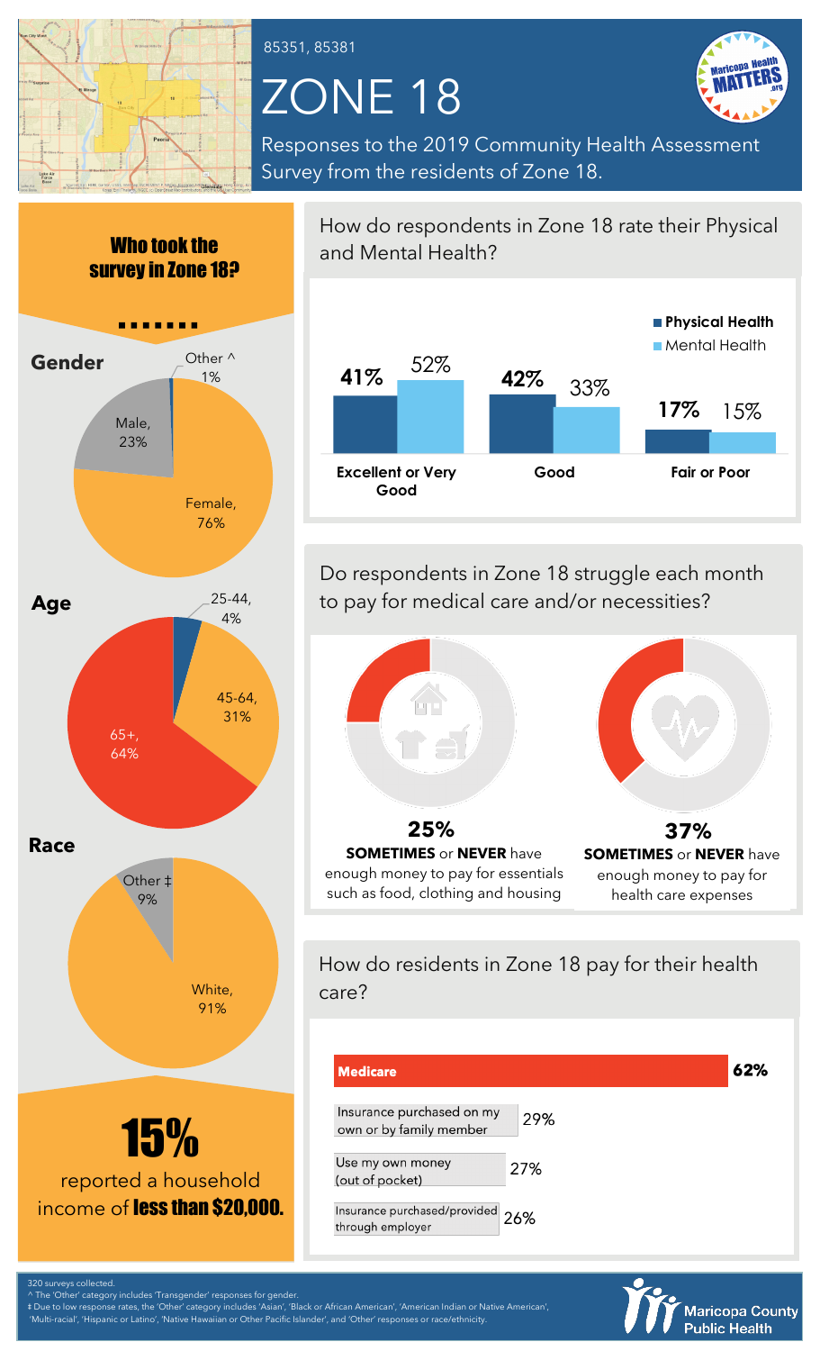85351, 85381

# ZONE 18

Responses to the 2019 Community Health Assessment Survey from the residents of Zone 18.

## Who took the survey in Zone 18?

### Gender

- Female, 76%
- Male, 23%
- Other ^ 1%

### Age

- 25-44, 4%
- 45-64, 31%
- 65+, 64%

### Race

- White, 91%
- Other ‡ 9%

**15%** reported a household income of **less than $20,000.**

## How do respondents in Zone 18 rate their Physical and Mental Health?

| | Physical Health | Mental Health |
|---|---|---|
| Excellent or Very Good | 41% | 52% |
| Good | 42% | 33% |
| Fair or Poor | 17% | 15% |

## Do respondents in Zone 18 struggle each month to pay for medical care and/or necessities?

**25%** **SOMETIMES** or **NEVER** have enough money to pay for essentials such as food, clothing and housing

**37%** **SOMETIMES** or **NEVER** have enough money to pay for health care expenses

## How do residents in Zone 18 pay for their health care?

| Payment | Percent |
|---|---|
| **Medicare** | 62% |
| Insurance purchased on my own or by family member | 29% |
| Use my own money (out of pocket) | 27% |
| Insurance purchased/provided through employer | 26% |

320 surveys collected.
^ The 'Other' category includes 'Transgender' responses for gender.
‡ Due to low response rates, the 'Other' category includes 'Asian', 'Black or African American', 'American Indian or Native American', 'Multi-racial', 'Hispanic or Latino', 'Native Hawaiian or Other Pacific Islander', and 'Other' responses or race/ethnicity.

Maricopa County Public Health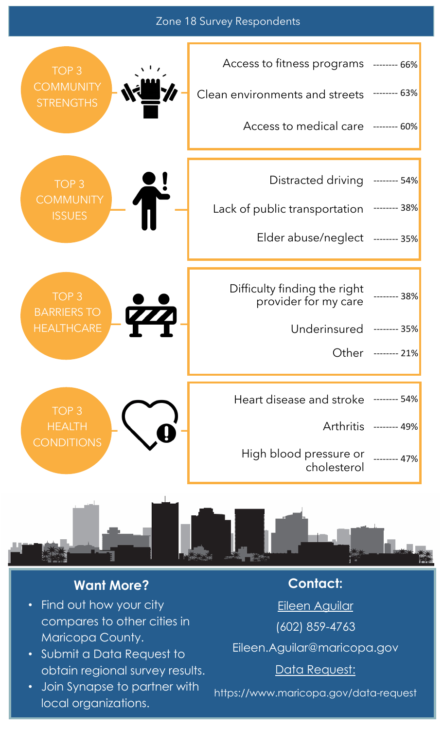# Zone 18 Survey Respondents

## TOP 3 COMMUNITY STRENGTHS

- Access to fitness programs -------- 66%
- Clean environments and streets -------- 63%
- Access to medical care -------- 60%

## TOP 3 COMMUNITY ISSUES

- Distracted driving -------- 54%
- Lack of public transportation -------- 38%
- Elder abuse/neglect -------- 35%

## TOP 3 BARRIERS TO HEALTHCARE

- Difficulty finding the right provider for my care -------- 38%
- Underinsured -------- 35%
- Other -------- 21%

## TOP 3 HEALTH CONDITIONS

- Heart disease and stroke -------- 54%
- Arthritis -------- 49%
- High blood pressure or cholesterol -------- 47%

## Want More?

- Find out how your city compares to other cities in Maricopa County.
- Submit a Data Request to obtain regional survey results.
- Join Synapse to partner with local organizations.

## Contact:

Eileen Aguilar

(602) 859-4763

Eileen.Aguilar@maricopa.gov

Data Request:

https://www.maricopa.gov/data-request